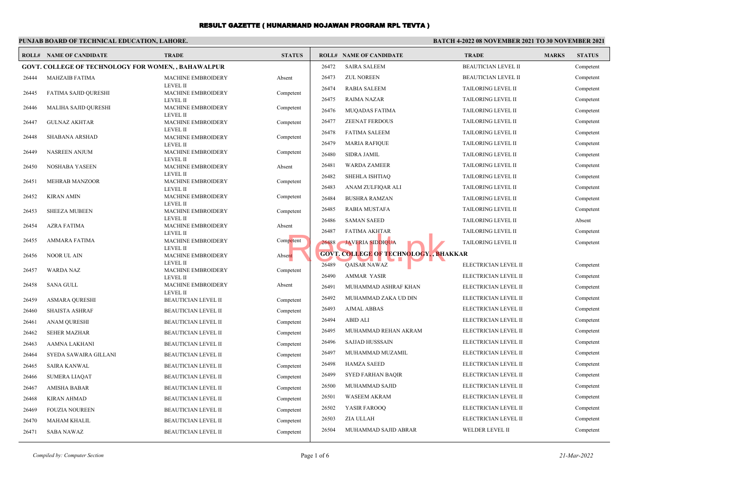# RESULT GAZETTE ( HUNARMAND NOJAWAN PROGRAM RPL TEVTA )

**PUNJAB BOARD OF TECHNICAL EDUCATION, LAHORE.**

**BATCH 4-2022 08 NOVEMBER 2021 TO 30 NOVEMBER 2021**

### GOVT. COLLEGE OF TECHNOLOGY FOR WOMEN, , BAHAWALPUR

| ROLL# | NAME OF CANDIDATE | TRADE | MARKS | STATUS |
|---|---|---|---|---|
| 26444 | MAHZAIB FATIMA | MACHINE EMBROIDERY LEVEL II | | Absent |
| 26445 | FATIMA SAJID QURESHI | MACHINE EMBROIDERY LEVEL II | | Competent |
| 26446 | MALIHA SAJID QURESHI | MACHINE EMBROIDERY LEVEL II | | Competent |
| 26447 | GULNAZ AKHTAR | MACHINE EMBROIDERY LEVEL II | | Competent |
| 26448 | SHABANA ARSHAD | MACHINE EMBROIDERY LEVEL II | | Competent |
| 26449 | NASREEN ANJUM | MACHINE EMBROIDERY LEVEL II | | Competent |
| 26450 | NOSHABA YASEEN | MACHINE EMBROIDERY LEVEL II | | Absent |
| 26451 | MEHRAB MANZOOR | MACHINE EMBROIDERY LEVEL II | | Competent |
| 26452 | KIRAN AMIN | MACHINE EMBROIDERY LEVEL II | | Competent |
| 26453 | SHEEZA MUBEEN | MACHINE EMBROIDERY LEVEL II | | Competent |
| 26454 | AZRA FATIMA | MACHINE EMBROIDERY LEVEL II | | Absent |
| 26455 | AMMARA FATIMA | MACHINE EMBROIDERY LEVEL II | | Competent |
| 26456 | NOOR UL AIN | MACHINE EMBROIDERY LEVEL II | | Absent |
| 26457 | WARDA NAZ | MACHINE EMBROIDERY LEVEL II | | Competent |
| 26458 | SANA GULL | MACHINE EMBROIDERY LEVEL II | | Absent |
| 26459 | ASMARA QURESHI | BEAUTICIAN LEVEL II | | Competent |
| 26460 | SHAISTA ASHRAF | BEAUTICIAN LEVEL II | | Competent |
| 26461 | ANAM QURESHI | BEAUTICIAN LEVEL II | | Competent |
| 26462 | SEHER MAZHAR | BEAUTICIAN LEVEL II | | Competent |
| 26463 | AAMNA LAKHANI | BEAUTICIAN LEVEL II | | Competent |
| 26464 | SYEDA SAWAIRA GILLANI | BEAUTICIAN LEVEL II | | Competent |
| 26465 | SAIRA KANWAL | BEAUTICIAN LEVEL II | | Competent |
| 26466 | SUMERA LIAQAT | BEAUTICIAN LEVEL II | | Competent |
| 26467 | AMISHA BABAR | BEAUTICIAN LEVEL II | | Competent |
| 26468 | KIRAN AHMAD | BEAUTICIAN LEVEL II | | Competent |
| 26469 | FOUZIA NOUREEN | BEAUTICIAN LEVEL II | | Competent |
| 26470 | MAHAM KHALIL | BEAUTICIAN LEVEL II | | Competent |
| 26471 | SABA NAWAZ | BEAUTICIAN LEVEL II | | Competent |
| 26472 | SAIRA SALEEM | BEAUTICIAN LEVEL II | | Competent |
| 26473 | ZUL NOREEN | BEAUTICIAN LEVEL II | | Competent |
| 26474 | RABIA SALEEM | TAILORING LEVEL II | | Competent |
| 26475 | RAIMA NAZAR | TAILORING LEVEL II | | Competent |
| 26476 | MUQADAS FATIMA | TAILORING LEVEL II | | Competent |
| 26477 | ZEENAT FERDOUS | TAILORING LEVEL II | | Competent |
| 26478 | FATIMA SALEEM | TAILORING LEVEL II | | Competent |
| 26479 | MARIA RAFIQUE | TAILORING LEVEL II | | Competent |
| 26480 | SIDRA JAMIL | TAILORING LEVEL II | | Competent |
| 26481 | WARDA ZAMEER | TAILORING LEVEL II | | Competent |
| 26482 | SHEHLA ISHTIAQ | TAILORING LEVEL II | | Competent |
| 26483 | ANAM ZULFIQAR ALI | TAILORING LEVEL II | | Competent |
| 26484 | BUSHRA RAMZAN | TAILORING LEVEL II | | Competent |
| 26485 | RABIA MUSTAFA | TAILORING LEVEL II | | Competent |
| 26486 | SAMAN SAEED | TAILORING LEVEL II | | Absent |
| 26487 | FATIMA AKHTAR | TAILORING LEVEL II | | Competent |
| 26488 | JAVERIA SIDDIQUA | TAILORING LEVEL II | | Competent |

### GOVT. COLLEGE OF TECHNOLOGY, , BHAKKAR

| ROLL# | NAME OF CANDIDATE | TRADE | MARKS | STATUS |
|---|---|---|---|---|
| 26489 | QAISAR NAWAZ | ELECTRICIAN LEVEL II | | Competent |
| 26490 | AMMAR YASIR | ELECTRICIAN LEVEL II | | Competent |
| 26491 | MUHAMMAD ASHRAF KHAN | ELECTRICIAN LEVEL II | | Competent |
| 26492 | MUHAMMAD ZAKA UD DIN | ELECTRICIAN LEVEL II | | Competent |
| 26493 | AJMAL ABBAS | ELECTRICIAN LEVEL II | | Competent |
| 26494 | ABID ALI | ELECTRICIAN LEVEL II | | Competent |
| 26495 | MUHAMMAD REHAN AKRAM | ELECTRICIAN LEVEL II | | Competent |
| 26496 | SAJJAD HUSSSAIN | ELECTRICIAN LEVEL II | | Competent |
| 26497 | MUHAMMAD MUZAMIL | ELECTRICIAN LEVEL II | | Competent |
| 26498 | HAMZA SAEED | ELECTRICIAN LEVEL II | | Competent |
| 26499 | SYED FARHAN BAQIR | ELECTRICIAN LEVEL II | | Competent |
| 26500 | MUHAMMAD SAJID | ELECTRICIAN LEVEL II | | Competent |
| 26501 | WASEEM AKRAM | ELECTRICIAN LEVEL II | | Competent |
| 26502 | YASIR FAROOQ | ELECTRICIAN LEVEL II | | Competent |
| 26503 | ZIA ULLAH | ELECTRICIAN LEVEL II | | Competent |
| 26504 | MUHAMMAD SAJID ABRAR | WELDER LEVEL II | | Competent |

*Compiled by: Computer Section*

*21-Mar-2022*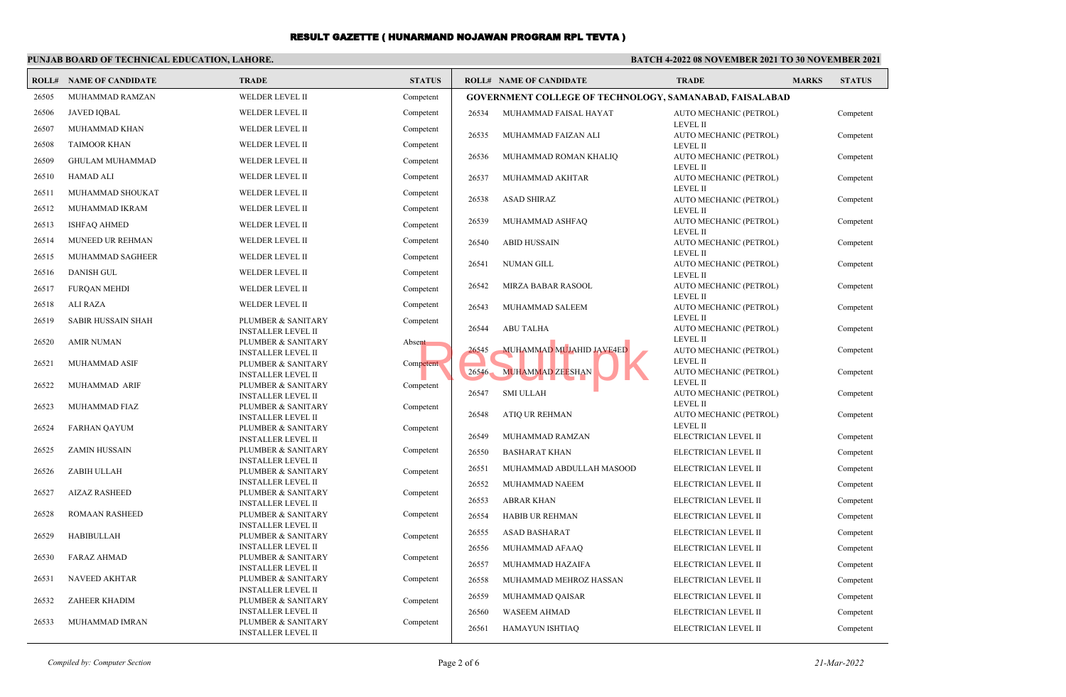# RESULT GAZETTE ( HUNARMAND NOJAWAN PROGRAM RPL TEVTA )

**PUNJAB BOARD OF TECHNICAL EDUCATION, LAHORE.**

**BATCH 4-2022 08 NOVEMBER 2021 TO 30 NOVEMBER 2021**

| ROLL# | NAME OF CANDIDATE | TRADE | STATUS |
|---|---|---|---|
| 26505 | MUHAMMAD RAMZAN | WELDER LEVEL II | Competent |
| 26506 | JAVED IQBAL | WELDER LEVEL II | Competent |
| 26507 | MUHAMMAD KHAN | WELDER LEVEL II | Competent |
| 26508 | TAIMOOR KHAN | WELDER LEVEL II | Competent |
| 26509 | GHULAM MUHAMMAD | WELDER LEVEL II | Competent |
| 26510 | HAMAD ALI | WELDER LEVEL II | Competent |
| 26511 | MUHAMMAD SHOUKAT | WELDER LEVEL II | Competent |
| 26512 | MUHAMMAD IKRAM | WELDER LEVEL II | Competent |
| 26513 | ISHFAQ AHMED | WELDER LEVEL II | Competent |
| 26514 | MUNEED UR REHMAN | WELDER LEVEL II | Competent |
| 26515 | MUHAMMAD SAGHEER | WELDER LEVEL II | Competent |
| 26516 | DANISH GUL | WELDER LEVEL II | Competent |
| 26517 | FURQAN MEHDI | WELDER LEVEL II | Competent |
| 26518 | ALI RAZA | WELDER LEVEL II | Competent |
| 26519 | SABIR HUSSAIN SHAH | PLUMBER & SANITARY INSTALLER LEVEL II | Competent |
| 26520 | AMIR NUMAN | PLUMBER & SANITARY INSTALLER LEVEL II | Absent |
| 26521 | MUHAMMAD ASIF | PLUMBER & SANITARY INSTALLER LEVEL II | Competent |
| 26522 | MUHAMMAD ARIF | PLUMBER & SANITARY INSTALLER LEVEL II | Competent |
| 26523 | MUHAMMAD FIAZ | PLUMBER & SANITARY INSTALLER LEVEL II | Competent |
| 26524 | FARHAN QAYUM | PLUMBER & SANITARY INSTALLER LEVEL II | Competent |
| 26525 | ZAMIN HUSSAIN | PLUMBER & SANITARY INSTALLER LEVEL II | Competent |
| 26526 | ZABIH ULLAH | PLUMBER & SANITARY INSTALLER LEVEL II | Competent |
| 26527 | AIZAZ RASHEED | PLUMBER & SANITARY INSTALLER LEVEL II | Competent |
| 26528 | ROMAAN RASHEED | PLUMBER & SANITARY INSTALLER LEVEL II | Competent |
| 26529 | HABIBULLAH | PLUMBER & SANITARY INSTALLER LEVEL II | Competent |
| 26530 | FARAZ AHMAD | PLUMBER & SANITARY INSTALLER LEVEL II | Competent |
| 26531 | NAVEED AKHTAR | PLUMBER & SANITARY INSTALLER LEVEL II | Competent |
| 26532 | ZAHEER KHADIM | PLUMBER & SANITARY INSTALLER LEVEL II | Competent |
| 26533 | MUHAMMAD IMRAN | PLUMBER & SANITARY INSTALLER LEVEL II | Competent |

**GOVERNMENT COLLEGE OF TECHNOLOGY, SAMANABAD, FAISALABAD**

| ROLL# | NAME OF CANDIDATE | TRADE | MARKS | STATUS |
|---|---|---|---|---|
| 26534 | MUHAMMAD FAISAL HAYAT | AUTO MECHANIC (PETROL) LEVEL II | | Competent |
| 26535 | MUHAMMAD FAIZAN ALI | AUTO MECHANIC (PETROL) LEVEL II | | Competent |
| 26536 | MUHAMMAD ROMAN KHALIQ | AUTO MECHANIC (PETROL) LEVEL II | | Competent |
| 26537 | MUHAMMAD AKHTAR | AUTO MECHANIC (PETROL) LEVEL II | | Competent |
| 26538 | ASAD SHIRAZ | AUTO MECHANIC (PETROL) LEVEL II | | Competent |
| 26539 | MUHAMMAD ASHFAQ | AUTO MECHANIC (PETROL) LEVEL II | | Competent |
| 26540 | ABID HUSSAIN | AUTO MECHANIC (PETROL) LEVEL II | | Competent |
| 26541 | NUMAN GILL | AUTO MECHANIC (PETROL) LEVEL II | | Competent |
| 26542 | MIRZA BABAR RASOOL | AUTO MECHANIC (PETROL) LEVEL II | | Competent |
| 26543 | MUHAMMAD SALEEM | AUTO MECHANIC (PETROL) LEVEL II | | Competent |
| 26544 | ABU TALHA | AUTO MECHANIC (PETROL) LEVEL II | | Competent |
| 26545 | MUHAMMAD MUJAHID JAVEAED | AUTO MECHANIC (PETROL) LEVEL II | | Competent |
| 26546 | MUHAMMAD ZEESHAN | AUTO MECHANIC (PETROL) LEVEL II | | Competent |
| 26547 | SMI ULLAH | AUTO MECHANIC (PETROL) LEVEL II | | Competent |
| 26548 | ATIQ UR REHMAN | AUTO MECHANIC (PETROL) LEVEL II | | Competent |
| 26549 | MUHAMMAD RAMZAN | ELECTRICIAN LEVEL II | | Competent |
| 26550 | BASHARAT KHAN | ELECTRICIAN LEVEL II | | Competent |
| 26551 | MUHAMMAD ABDULLAH MASOOD | ELECTRICIAN LEVEL II | | Competent |
| 26552 | MUHAMMAD NAEEM | ELECTRICIAN LEVEL II | | Competent |
| 26553 | ABRAR KHAN | ELECTRICIAN LEVEL II | | Competent |
| 26554 | HABIB UR REHMAN | ELECTRICIAN LEVEL II | | Competent |
| 26555 | ASAD BASHARAT | ELECTRICIAN LEVEL II | | Competent |
| 26556 | MUHAMMAD AFAAQ | ELECTRICIAN LEVEL II | | Competent |
| 26557 | MUHAMMAD HAZAIFA | ELECTRICIAN LEVEL II | | Competent |
| 26558 | MUHAMMAD MEHROZ HASSAN | ELECTRICIAN LEVEL II | | Competent |
| 26559 | MUHAMMAD QAISAR | ELECTRICIAN LEVEL II | | Competent |
| 26560 | WASEEM AHMAD | ELECTRICIAN LEVEL II | | Competent |
| 26561 | HAMAYUN ISHTIAQ | ELECTRICIAN LEVEL II | | Competent |

*Compiled by: Computer Section*

*21-Mar-2022*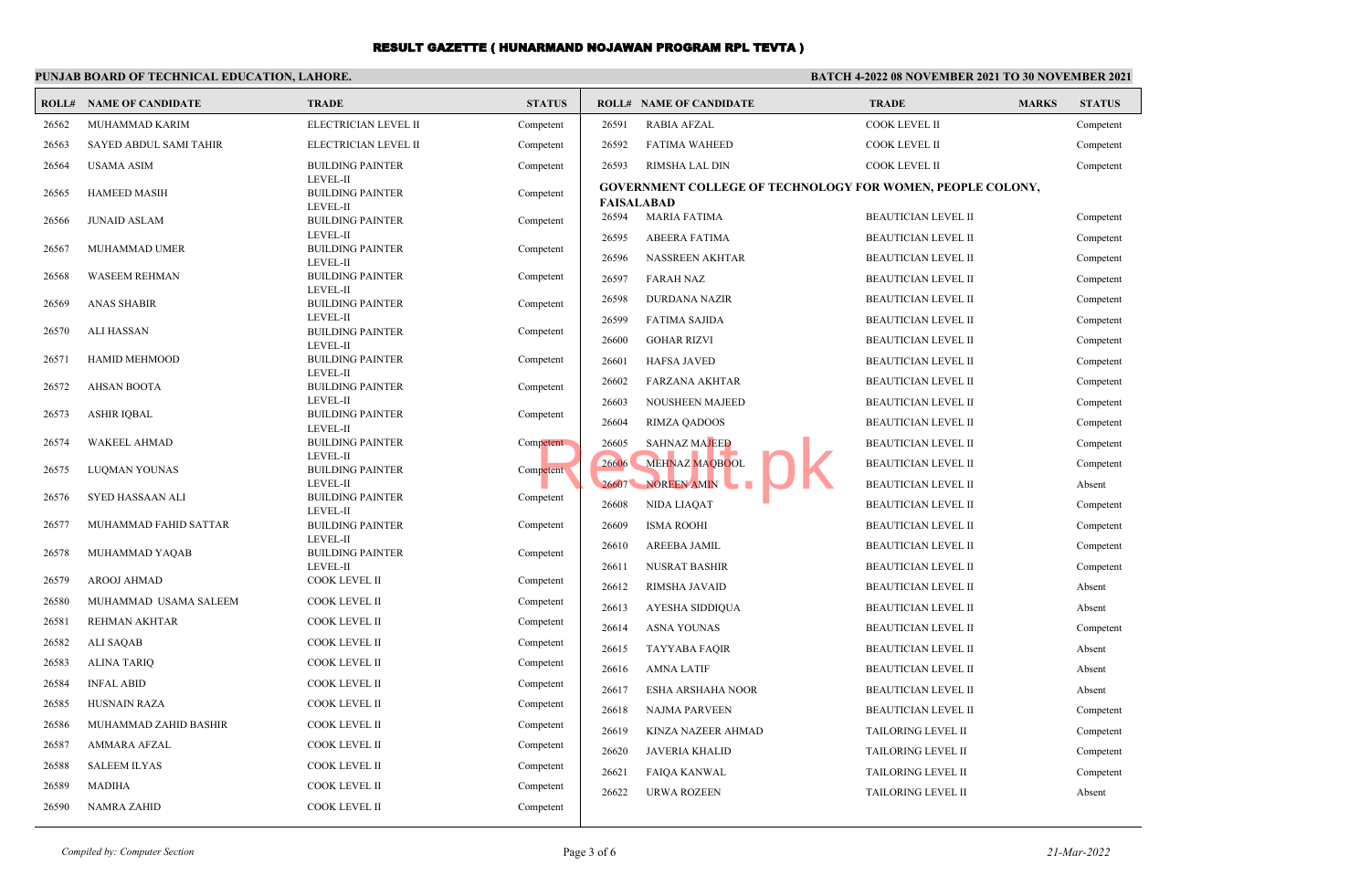# RESULT GAZETTE ( HUNARMAND NOJAWAN PROGRAM RPL TEVTA )

**PUNJAB BOARD OF TECHNICAL EDUCATION, LAHORE.**

**BATCH 4-2022 08 NOVEMBER 2021 TO 30 NOVEMBER 2021**

| ROLL# | NAME OF CANDIDATE | TRADE | STATUS |
|---|---|---|---|
| 26562 | MUHAMMAD KARIM | ELECTRICIAN LEVEL II | Competent |
| 26563 | SAYED ABDUL SAMI TAHIR | ELECTRICIAN LEVEL II | Competent |
| 26564 | USAMA ASIM | BUILDING PAINTER LEVEL-II | Competent |
| 26565 | HAMEED MASIH | BUILDING PAINTER LEVEL-II | Competent |
| 26566 | JUNAID ASLAM | BUILDING PAINTER LEVEL-II | Competent |
| 26567 | MUHAMMAD UMER | BUILDING PAINTER LEVEL-II | Competent |
| 26568 | WASEEM REHMAN | BUILDING PAINTER LEVEL-II | Competent |
| 26569 | ANAS SHABIR | BUILDING PAINTER LEVEL-II | Competent |
| 26570 | ALI HASSAN | BUILDING PAINTER LEVEL-II | Competent |
| 26571 | HAMID MEHMOOD | BUILDING PAINTER LEVEL-II | Competent |
| 26572 | AHSAN BOOTA | BUILDING PAINTER LEVEL-II | Competent |
| 26573 | ASHIR IQBAL | BUILDING PAINTER LEVEL-II | Competent |
| 26574 | WAKEEL AHMAD | BUILDING PAINTER LEVEL-II | Competent |
| 26575 | LUQMAN YOUNAS | BUILDING PAINTER LEVEL-II | Competent |
| 26576 | SYED HASSAAN ALI | BUILDING PAINTER LEVEL-II | Competent |
| 26577 | MUHAMMAD FAHID SATTAR | BUILDING PAINTER LEVEL-II | Competent |
| 26578 | MUHAMMAD YAQAB | BUILDING PAINTER LEVEL-II | Competent |
| 26579 | AROOJ AHMAD | COOK LEVEL II | Competent |
| 26580 | MUHAMMAD USAMA SALEEM | COOK LEVEL II | Competent |
| 26581 | REHMAN AKHTAR | COOK LEVEL II | Competent |
| 26582 | ALI SAQAB | COOK LEVEL II | Competent |
| 26583 | ALINA TARIQ | COOK LEVEL II | Competent |
| 26584 | INFAL ABID | COOK LEVEL II | Competent |
| 26585 | HUSNAIN RAZA | COOK LEVEL II | Competent |
| 26586 | MUHAMMAD ZAHID BASHIR | COOK LEVEL II | Competent |
| 26587 | AMMARA AFZAL | COOK LEVEL II | Competent |
| 26588 | SALEEM ILYAS | COOK LEVEL II | Competent |
| 26589 | MADIHA | COOK LEVEL II | Competent |
| 26590 | NAMRA ZAHID | COOK LEVEL II | Competent |

| ROLL# | NAME OF CANDIDATE | TRADE | MARKS | STATUS |
|---|---|---|---|---|
| 26591 | RABIA AFZAL | COOK LEVEL II | | Competent |
| 26592 | FATIMA WAHEED | COOK LEVEL II | | Competent |
| 26593 | RIMSHA LAL DIN | COOK LEVEL II | | Competent |

**GOVERNMENT COLLEGE OF TECHNOLOGY FOR WOMEN, PEOPLE COLONY, FAISALABAD**

| ROLL# | NAME OF CANDIDATE | TRADE | MARKS | STATUS |
|---|---|---|---|---|
| 26594 | MARIA FATIMA | BEAUTICIAN LEVEL II | | Competent |
| 26595 | ABEERA FATIMA | BEAUTICIAN LEVEL II | | Competent |
| 26596 | NASSREEN AKHTAR | BEAUTICIAN LEVEL II | | Competent |
| 26597 | FARAH NAZ | BEAUTICIAN LEVEL II | | Competent |
| 26598 | DURDANA NAZIR | BEAUTICIAN LEVEL II | | Competent |
| 26599 | FATIMA SAJIDA | BEAUTICIAN LEVEL II | | Competent |
| 26600 | GOHAR RIZVI | BEAUTICIAN LEVEL II | | Competent |
| 26601 | HAFSA JAVED | BEAUTICIAN LEVEL II | | Competent |
| 26602 | FARZANA AKHTAR | BEAUTICIAN LEVEL II | | Competent |
| 26603 | NOUSHEEN MAJEED | BEAUTICIAN LEVEL II | | Competent |
| 26604 | RIMZA QADOOS | BEAUTICIAN LEVEL II | | Competent |
| 26605 | SAHNAZ MAJEED | BEAUTICIAN LEVEL II | | Competent |
| 26606 | MEHNAZ MAQBOOL | BEAUTICIAN LEVEL II | | Competent |
| 26607 | NOREEN AMIN | BEAUTICIAN LEVEL II | | Absent |
| 26608 | NIDA LIAQAT | BEAUTICIAN LEVEL II | | Competent |
| 26609 | ISMA ROOHI | BEAUTICIAN LEVEL II | | Competent |
| 26610 | AREEBA JAMIL | BEAUTICIAN LEVEL II | | Competent |
| 26611 | NUSRAT BASHIR | BEAUTICIAN LEVEL II | | Competent |
| 26612 | RIMSHA JAVAID | BEAUTICIAN LEVEL II | | Absent |
| 26613 | AYESHA SIDDIQUA | BEAUTICIAN LEVEL II | | Absent |
| 26614 | ASNA YOUNAS | BEAUTICIAN LEVEL II | | Competent |
| 26615 | TAYYABA FAQIR | BEAUTICIAN LEVEL II | | Absent |
| 26616 | AMNA LATIF | BEAUTICIAN LEVEL II | | Absent |
| 26617 | ESHA ARSHAHA NOOR | BEAUTICIAN LEVEL II | | Absent |
| 26618 | NAJMA PARVEEN | BEAUTICIAN LEVEL II | | Competent |
| 26619 | KINZA NAZEER AHMAD | TAILORING LEVEL II | | Competent |
| 26620 | JAVERIA KHALID | TAILORING LEVEL II | | Competent |
| 26621 | FAIQA KANWAL | TAILORING LEVEL II | | Competent |
| 26622 | URWA ROZEEN | TAILORING LEVEL II | | Absent |

*Compiled by: Computer Section*

*21-Mar-2022*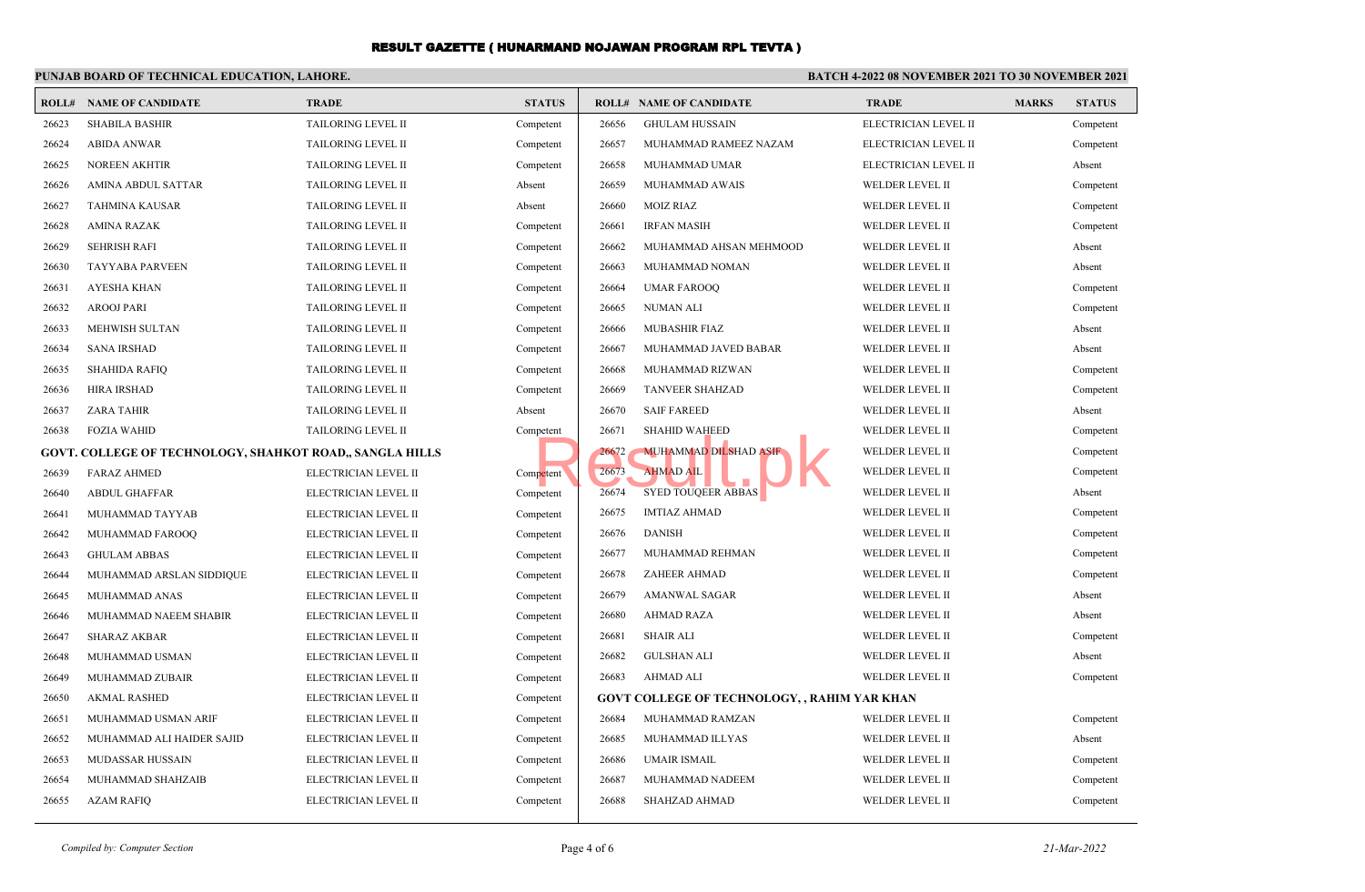# RESULT GAZETTE ( HUNARMAND NOJAWAN PROGRAM RPL TEVTA )

**PUNJAB BOARD OF TECHNICAL EDUCATION, LAHORE.**

**BATCH 4-2022 08 NOVEMBER 2021 TO 30 NOVEMBER 2021**

| ROLL# | NAME OF CANDIDATE | TRADE | STATUS |
|---|---|---|---|
| 26623 | SHABILA BASHIR | TAILORING LEVEL II | Competent |
| 26624 | ABIDA ANWAR | TAILORING LEVEL II | Competent |
| 26625 | NOREEN AKHTIR | TAILORING LEVEL II | Competent |
| 26626 | AMINA ABDUL SATTAR | TAILORING LEVEL II | Absent |
| 26627 | TAHMINA KAUSAR | TAILORING LEVEL II | Absent |
| 26628 | AMINA RAZAK | TAILORING LEVEL II | Competent |
| 26629 | SEHRISH RAFI | TAILORING LEVEL II | Competent |
| 26630 | TAYYABA PARVEEN | TAILORING LEVEL II | Competent |
| 26631 | AYESHA KHAN | TAILORING LEVEL II | Competent |
| 26632 | AROOJ PARI | TAILORING LEVEL II | Competent |
| 26633 | MEHWISH SULTAN | TAILORING LEVEL II | Competent |
| 26634 | SANA IRSHAD | TAILORING LEVEL II | Competent |
| 26635 | SHAHIDA RAFIQ | TAILORING LEVEL II | Competent |
| 26636 | HIRA IRSHAD | TAILORING LEVEL II | Competent |
| 26637 | ZARA TAHIR | TAILORING LEVEL II | Absent |
| 26638 | FOZIA WAHID | TAILORING LEVEL II | Competent |

**GOVT. COLLEGE OF TECHNOLOGY, SHAHKOT ROAD,, SANGLA HILLS**

| ROLL# | NAME OF CANDIDATE | TRADE | MARKS | STATUS |
|---|---|---|---|---|
| 26639 | FARAZ AHMED | ELECTRICIAN LEVEL II | | Competent |
| 26640 | ABDUL GHAFFAR | ELECTRICIAN LEVEL II | | Competent |
| 26641 | MUHAMMAD TAYYAB | ELECTRICIAN LEVEL II | | Competent |
| 26642 | MUHAMMAD FAROOQ | ELECTRICIAN LEVEL II | | Competent |
| 26643 | GHULAM ABBAS | ELECTRICIAN LEVEL II | | Competent |
| 26644 | MUHAMMAD ARSLAN SIDDIQUE | ELECTRICIAN LEVEL II | | Competent |
| 26645 | MUHAMMAD ANAS | ELECTRICIAN LEVEL II | | Competent |
| 26646 | MUHAMMAD NAEEM SHABIR | ELECTRICIAN LEVEL II | | Competent |
| 26647 | SHARAZ AKBAR | ELECTRICIAN LEVEL II | | Competent |
| 26648 | MUHAMMAD USMAN | ELECTRICIAN LEVEL II | | Competent |
| 26649 | MUHAMMAD ZUBAIR | ELECTRICIAN LEVEL II | | Competent |
| 26650 | AKMAL RASHED | ELECTRICIAN LEVEL II | | Competent |
| 26651 | MUHAMMAD USMAN ARIF | ELECTRICIAN LEVEL II | | Competent |
| 26652 | MUHAMMAD ALI HAIDER SAJID | ELECTRICIAN LEVEL II | | Competent |
| 26653 | MUDASSAR HUSSAIN | ELECTRICIAN LEVEL II | | Competent |
| 26654 | MUHAMMAD SHAHZAIB | ELECTRICIAN LEVEL II | | Competent |
| 26655 | AZAM RAFIQ | ELECTRICIAN LEVEL II | | Competent |
| 26656 | GHULAM HUSSAIN | ELECTRICIAN LEVEL II | | Competent |
| 26657 | MUHAMMAD RAMEEZ NAZAM | ELECTRICIAN LEVEL II | | Competent |
| 26658 | MUHAMMAD UMAR | ELECTRICIAN LEVEL II | | Absent |
| 26659 | MUHAMMAD AWAIS | WELDER LEVEL II | | Competent |
| 26660 | MOIZ RIAZ | WELDER LEVEL II | | Competent |
| 26661 | IRFAN MASIH | WELDER LEVEL II | | Competent |
| 26662 | MUHAMMAD AHSAN MEHMOOD | WELDER LEVEL II | | Absent |
| 26663 | MUHAMMAD NOMAN | WELDER LEVEL II | | Absent |
| 26664 | UMAR FAROOQ | WELDER LEVEL II | | Competent |
| 26665 | NUMAN ALI | WELDER LEVEL II | | Competent |
| 26666 | MUBASHIR FIAZ | WELDER LEVEL II | | Absent |
| 26667 | MUHAMMAD JAVED BABAR | WELDER LEVEL II | | Absent |
| 26668 | MUHAMMAD RIZWAN | WELDER LEVEL II | | Competent |
| 26669 | TANVEER SHAHZAD | WELDER LEVEL II | | Competent |
| 26670 | SAIF FAREED | WELDER LEVEL II | | Absent |
| 26671 | SHAHID WAHEED | WELDER LEVEL II | | Competent |
| 26672 | MUHAMMAD DILSHAD ASIF | WELDER LEVEL II | | Competent |
| 26673 | AHMAD AIL | WELDER LEVEL II | | Competent |
| 26674 | SYED TOUQEER ABBAS | WELDER LEVEL II | | Absent |
| 26675 | IMTIAZ AHMAD | WELDER LEVEL II | | Competent |
| 26676 | DANISH | WELDER LEVEL II | | Competent |
| 26677 | MUHAMMAD REHMAN | WELDER LEVEL II | | Competent |
| 26678 | ZAHEER AHMAD | WELDER LEVEL II | | Competent |
| 26679 | AMANWAL SAGAR | WELDER LEVEL II | | Absent |
| 26680 | AHMAD RAZA | WELDER LEVEL II | | Absent |
| 26681 | SHAIR ALI | WELDER LEVEL II | | Competent |
| 26682 | GULSHAN ALI | WELDER LEVEL II | | Absent |
| 26683 | AHMAD ALI | WELDER LEVEL II | | Competent |

**GOVT COLLEGE OF TECHNOLOGY, , RAHIM YAR KHAN**

| ROLL# | NAME OF CANDIDATE | TRADE | MARKS | STATUS |
|---|---|---|---|---|
| 26684 | MUHAMMAD RAMZAN | WELDER LEVEL II | | Competent |
| 26685 | MUHAMMAD ILLYAS | WELDER LEVEL II | | Absent |
| 26686 | UMAIR ISMAIL | WELDER LEVEL II | | Competent |
| 26687 | MUHAMMAD NADEEM | WELDER LEVEL II | | Competent |
| 26688 | SHAHZAD AHMAD | WELDER LEVEL II | | Competent |

*Compiled by: Computer Section*

*21-Mar-2022*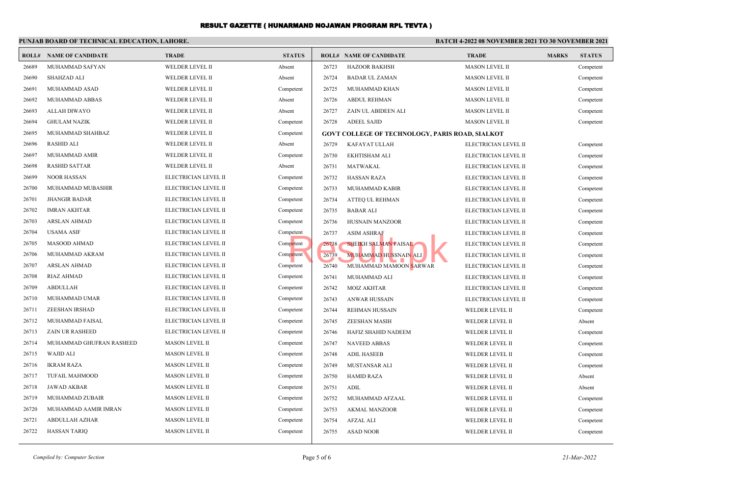# RESULT GAZETTE ( HUNARMAND NOJAWAN PROGRAM RPL TEVTA )

**PUNJAB BOARD OF TECHNICAL EDUCATION, LAHORE.**

**BATCH 4-2022 08 NOVEMBER 2021 TO 30 NOVEMBER 2021**

| ROLL# | NAME OF CANDIDATE | TRADE | STATUS |
|---|---|---|---|
| 26689 | MUHAMMAD SAFYAN | WELDER LEVEL II | Absent |
| 26690 | SHAHZAD ALI | WELDER LEVEL II | Absent |
| 26691 | MUHAMMAD ASAD | WELDER LEVEL II | Competent |
| 26692 | MUHAMMAD ABBAS | WELDER LEVEL II | Absent |
| 26693 | ALLAH DIWAYO | WELDER LEVEL II | Absent |
| 26694 | GHULAM NAZIK | WELDER LEVEL II | Competent |
| 26695 | MUHAMMAD SHAHBAZ | WELDER LEVEL II | Competent |
| 26696 | RASHID ALI | WELDER LEVEL II | Absent |
| 26697 | MUHAMMAD AMIR | WELDER LEVEL II | Competent |
| 26698 | RASHID SATTAR | WELDER LEVEL II | Absent |
| 26699 | NOOR HASSAN | ELECTRICIAN LEVEL II | Competent |
| 26700 | MUHAMMAD MUBASHIR | ELECTRICIAN LEVEL II | Competent |
| 26701 | JHANGIR BADAR | ELECTRICIAN LEVEL II | Competent |
| 26702 | IMRAN AKHTAR | ELECTRICIAN LEVEL II | Competent |
| 26703 | ARSLAN AHMAD | ELECTRICIAN LEVEL II | Competent |
| 26704 | USAMA ASIF | ELECTRICIAN LEVEL II | Competent |
| 26705 | MASOOD AHMAD | ELECTRICIAN LEVEL II | Competent |
| 26706 | MUHAMMAD AKRAM | ELECTRICIAN LEVEL II | Competent |
| 26707 | ARSLAN AHMAD | ELECTRICIAN LEVEL II | Competent |
| 26708 | RIAZ AHMAD | ELECTRICIAN LEVEL II | Competent |
| 26709 | ABDULLAH | ELECTRICIAN LEVEL II | Competent |
| 26710 | MUHAMMAD UMAR | ELECTRICIAN LEVEL II | Competent |
| 26711 | ZEESHAN IRSHAD | ELECTRICIAN LEVEL II | Competent |
| 26712 | MUHAMMAD FAISAL | ELECTRICIAN LEVEL II | Competent |
| 26713 | ZAIN UR RASHEED | ELECTRICIAN LEVEL II | Competent |
| 26714 | MUHAMMAD GHUFRAN RASHEED | MASON LEVEL II | Competent |
| 26715 | WAJID ALI | MASON LEVEL II | Competent |
| 26716 | IKRAM RAZA | MASON LEVEL II | Competent |
| 26717 | TUFAIL MAHMOOD | MASON LEVEL II | Competent |
| 26718 | JAWAD AKBAR | MASON LEVEL II | Competent |
| 26719 | MUHAMMAD ZUBAIR | MASON LEVEL II | Competent |
| 26720 | MUHAMMAD AAMIR IMRAN | MASON LEVEL II | Competent |
| 26721 | ABDULLAH AZHAR | MASON LEVEL II | Competent |
| 26722 | HASSAN TARIQ | MASON LEVEL II | Competent |

| ROLL# | NAME OF CANDIDATE | TRADE | MARKS | STATUS |
|---|---|---|---|---|
| 26723 | HAZOOR BAKHSH | MASON LEVEL II | | Competent |
| 26724 | BADAR UL ZAMAN | MASON LEVEL II | | Competent |
| 26725 | MUHAMMAD KHAN | MASON LEVEL II | | Competent |
| 26726 | ABDUL REHMAN | MASON LEVEL II | | Competent |
| 26727 | ZAIN UL ABIDEEN ALI | MASON LEVEL II | | Competent |
| 26728 | ADEEL SAJID | MASON LEVEL II | | Competent |
| **GOVT COLLEGE OF TECHNOLOGY, PARIS ROAD, SIALKOT** | | | | |
| 26729 | KAFAYAT ULLAH | ELECTRICIAN LEVEL II | | Competent |
| 26730 | EKHTISHAM ALI | ELECTRICIAN LEVEL II | | Competent |
| 26731 | MATWAKAL | ELECTRICIAN LEVEL II | | Competent |
| 26732 | HASSAN RAZA | ELECTRICIAN LEVEL II | | Competent |
| 26733 | MUHAMMAD KABIR | ELECTRICIAN LEVEL II | | Competent |
| 26734 | ATTEQ UL REHMAN | ELECTRICIAN LEVEL II | | Competent |
| 26735 | BABAR ALI | ELECTRICIAN LEVEL II | | Competent |
| 26736 | HUSNAIN MANZOOR | ELECTRICIAN LEVEL II | | Competent |
| 26737 | ASIM ASHRAF | ELECTRICIAN LEVEL II | | Competent |
| 26738 | SHEIKH SALMAN FAISAL | ELECTRICIAN LEVEL II | | Competent |
| 26739 | MUHAMMAD HUSSNAIN ALI | ELECTRICIAN LEVEL II | | Competent |
| 26740 | MUHAMMAD MAMOON SARWAR | ELECTRICIAN LEVEL II | | Competent |
| 26741 | MUHAMMAD ALI | ELECTRICIAN LEVEL II | | Competent |
| 26742 | MOIZ AKHTAR | ELECTRICIAN LEVEL II | | Competent |
| 26743 | ANWAR HUSSAIN | ELECTRICIAN LEVEL II | | Competent |
| 26744 | REHMAN HUSSAIN | WELDER LEVEL II | | Competent |
| 26745 | ZEESHAN MASIH | WELDER LEVEL II | | Absent |
| 26746 | HAFIZ SHAHID NADEEM | WELDER LEVEL II | | Competent |
| 26747 | NAVEED ABBAS | WELDER LEVEL II | | Competent |
| 26748 | ADIL HASEEB | WELDER LEVEL II | | Competent |
| 26749 | MUSTANSAR ALI | WELDER LEVEL II | | Competent |
| 26750 | HAMID RAZA | WELDER LEVEL II | | Absent |
| 26751 | ADIL | WELDER LEVEL II | | Absent |
| 26752 | MUHAMMAD AFZAAL | WELDER LEVEL II | | Competent |
| 26753 | AKMAL MANZOOR | WELDER LEVEL II | | Competent |
| 26754 | AFZAL ALI | WELDER LEVEL II | | Competent |
| 26755 | ASAD NOOR | WELDER LEVEL II | | Competent |

*Compiled by: Computer Section*

*21-Mar-2022*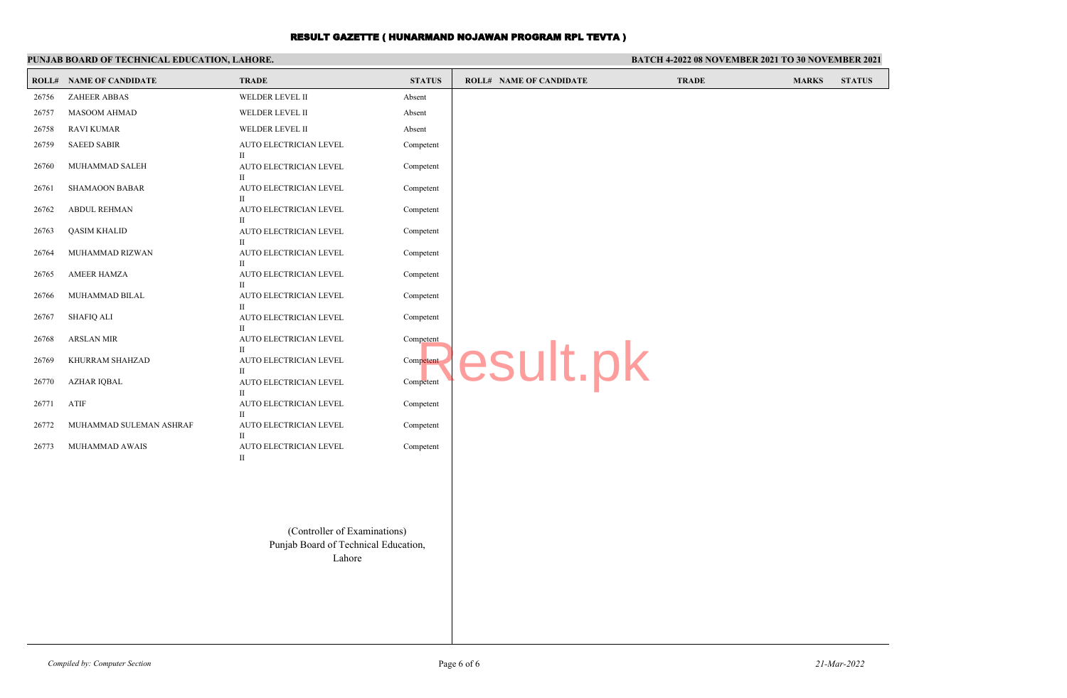# RESULT GAZETTE ( HUNARMAND NOJAWAN PROGRAM RPL TEVTA )

**PUNJAB BOARD OF TECHNICAL EDUCATION, LAHORE.**

**BATCH 4-2022 08 NOVEMBER 2021 TO 30 NOVEMBER 2021**

| ROLL# | NAME OF CANDIDATE | TRADE | STATUS |
|---|---|---|---|
| 26756 | ZAHEER ABBAS | WELDER LEVEL II | Absent |
| 26757 | MASOOM AHMAD | WELDER LEVEL II | Absent |
| 26758 | RAVI KUMAR | WELDER LEVEL II | Absent |
| 26759 | SAEED SABIR | AUTO ELECTRICIAN LEVEL II | Competent |
| 26760 | MUHAMMAD SALEH | AUTO ELECTRICIAN LEVEL II | Competent |
| 26761 | SHAMAOON BABAR | AUTO ELECTRICIAN LEVEL II | Competent |
| 26762 | ABDUL REHMAN | AUTO ELECTRICIAN LEVEL II | Competent |
| 26763 | QASIM KHALID | AUTO ELECTRICIAN LEVEL II | Competent |
| 26764 | MUHAMMAD RIZWAN | AUTO ELECTRICIAN LEVEL II | Competent |
| 26765 | AMEER HAMZA | AUTO ELECTRICIAN LEVEL II | Competent |
| 26766 | MUHAMMAD BILAL | AUTO ELECTRICIAN LEVEL II | Competent |
| 26767 | SHAFIQ ALI | AUTO ELECTRICIAN LEVEL II | Competent |
| 26768 | ARSLAN MIR | AUTO ELECTRICIAN LEVEL II | Competent |
| 26769 | KHURRAM SHAHZAD | AUTO ELECTRICIAN LEVEL II | Competent |
| 26770 | AZHAR IQBAL | AUTO ELECTRICIAN LEVEL II | Competent |
| 26771 | ATIF | AUTO ELECTRICIAN LEVEL II | Competent |
| 26772 | MUHAMMAD SULEMAN ASHRAF | AUTO ELECTRICIAN LEVEL II | Competent |
| 26773 | MUHAMMAD AWAIS | AUTO ELECTRICIAN LEVEL II | Competent |

| ROLL# | NAME OF CANDIDATE | TRADE | MARKS | STATUS |
|---|---|---|---|---|

(Controller of Examinations)
Punjab Board of Technical Education,
Lahore

*Compiled by: Computer Section*

*21-Mar-2022*